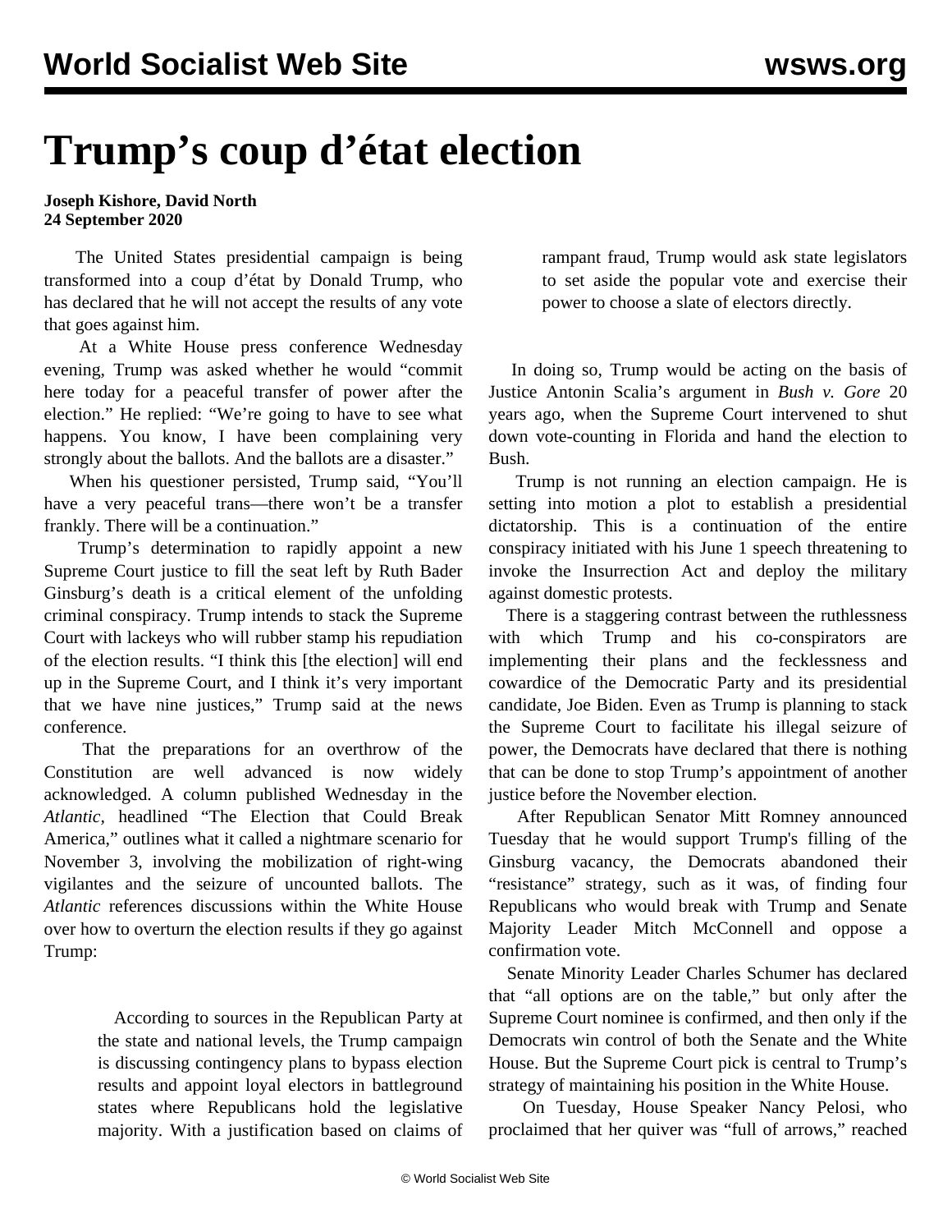# Trump's coup d'état election

**Joseph Kishore, David North**
**24 September 2020**

The United States presidential campaign is being transformed into a coup d'état by Donald Trump, who has declared that he will not accept the results of any vote that goes against him.

At a White House press conference Wednesday evening, Trump was asked whether he would "commit here today for a peaceful transfer of power after the election." He replied: "We're going to have to see what happens. You know, I have been complaining very strongly about the ballots. And the ballots are a disaster."

When his questioner persisted, Trump said, "You'll have a very peaceful trans—there won't be a transfer frankly. There will be a continuation."

Trump's determination to rapidly appoint a new Supreme Court justice to fill the seat left by Ruth Bader Ginsburg's death is a critical element of the unfolding criminal conspiracy. Trump intends to stack the Supreme Court with lackeys who will rubber stamp his repudiation of the election results. "I think this [the election] will end up in the Supreme Court, and I think it's very important that we have nine justices," Trump said at the news conference.

That the preparations for an overthrow of the Constitution are well advanced is now widely acknowledged. A column published Wednesday in the *Atlantic*, headlined "The Election that Could Break America," outlines what it called a nightmare scenario for November 3, involving the mobilization of right-wing vigilantes and the seizure of uncounted ballots. The *Atlantic* references discussions within the White House over how to overturn the election results if they go against Trump:

> According to sources in the Republican Party at the state and national levels, the Trump campaign is discussing contingency plans to bypass election results and appoint loyal electors in battleground states where Republicans hold the legislative majority. With a justification based on claims of rampant fraud, Trump would ask state legislators to set aside the popular vote and exercise their power to choose a slate of electors directly.

In doing so, Trump would be acting on the basis of Justice Antonin Scalia's argument in *Bush v. Gore* 20 years ago, when the Supreme Court intervened to shut down vote-counting in Florida and hand the election to Bush.

Trump is not running an election campaign. He is setting into motion a plot to establish a presidential dictatorship. This is a continuation of the entire conspiracy initiated with his June 1 speech threatening to invoke the Insurrection Act and deploy the military against domestic protests.

There is a staggering contrast between the ruthlessness with which Trump and his co-conspirators are implementing their plans and the fecklessness and cowardice of the Democratic Party and its presidential candidate, Joe Biden. Even as Trump is planning to stack the Supreme Court to facilitate his illegal seizure of power, the Democrats have declared that there is nothing that can be done to stop Trump's appointment of another justice before the November election.

After Republican Senator Mitt Romney announced Tuesday that he would support Trump's filling of the Ginsburg vacancy, the Democrats abandoned their "resistance" strategy, such as it was, of finding four Republicans who would break with Trump and Senate Majority Leader Mitch McConnell and oppose a confirmation vote.

Senate Minority Leader Charles Schumer has declared that "all options are on the table," but only after the Supreme Court nominee is confirmed, and then only if the Democrats win control of both the Senate and the White House. But the Supreme Court pick is central to Trump's strategy of maintaining his position in the White House.

On Tuesday, House Speaker Nancy Pelosi, who proclaimed that her quiver was "full of arrows," reached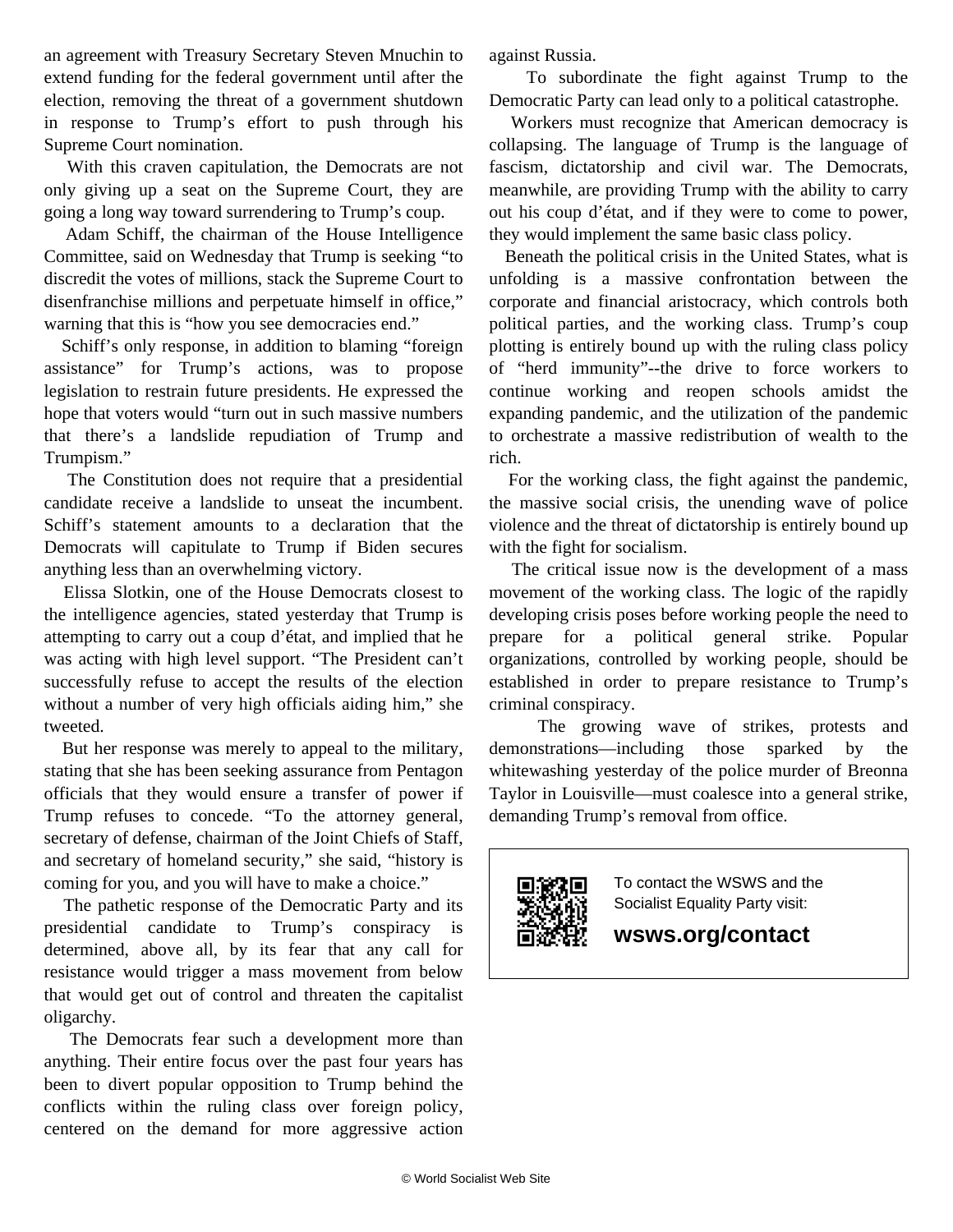an agreement with Treasury Secretary Steven Mnuchin to extend funding for the federal government until after the election, removing the threat of a government shutdown in response to Trump's effort to push through his Supreme Court nomination.

With this craven capitulation, the Democrats are not only giving up a seat on the Supreme Court, they are going a long way toward surrendering to Trump's coup.

Adam Schiff, the chairman of the House Intelligence Committee, said on Wednesday that Trump is seeking "to discredit the votes of millions, stack the Supreme Court to disenfranchise millions and perpetuate himself in office," warning that this is "how you see democracies end."

Schiff's only response, in addition to blaming "foreign assistance" for Trump's actions, was to propose legislation to restrain future presidents. He expressed the hope that voters would "turn out in such massive numbers that there's a landslide repudiation of Trump and Trumpism."

The Constitution does not require that a presidential candidate receive a landslide to unseat the incumbent. Schiff's statement amounts to a declaration that the Democrats will capitulate to Trump if Biden secures anything less than an overwhelming victory.

Elissa Slotkin, one of the House Democrats closest to the intelligence agencies, stated yesterday that Trump is attempting to carry out a coup d'état, and implied that he was acting with high level support. "The President can't successfully refuse to accept the results of the election without a number of very high officials aiding him," she tweeted.

But her response was merely to appeal to the military, stating that she has been seeking assurance from Pentagon officials that they would ensure a transfer of power if Trump refuses to concede. "To the attorney general, secretary of defense, chairman of the Joint Chiefs of Staff, and secretary of homeland security," she said, "history is coming for you, and you will have to make a choice."

The pathetic response of the Democratic Party and its presidential candidate to Trump's conspiracy is determined, above all, by its fear that any call for resistance would trigger a mass movement from below that would get out of control and threaten the capitalist oligarchy.

The Democrats fear such a development more than anything. Their entire focus over the past four years has been to divert popular opposition to Trump behind the conflicts within the ruling class over foreign policy, centered on the demand for more aggressive action against Russia.

To subordinate the fight against Trump to the Democratic Party can lead only to a political catastrophe.

Workers must recognize that American democracy is collapsing. The language of Trump is the language of fascism, dictatorship and civil war. The Democrats, meanwhile, are providing Trump with the ability to carry out his coup d'état, and if they were to come to power, they would implement the same basic class policy.

Beneath the political crisis in the United States, what is unfolding is a massive confrontation between the corporate and financial aristocracy, which controls both political parties, and the working class. Trump's coup plotting is entirely bound up with the ruling class policy of "herd immunity"--the drive to force workers to continue working and reopen schools amidst the expanding pandemic, and the utilization of the pandemic to orchestrate a massive redistribution of wealth to the rich.

For the working class, the fight against the pandemic, the massive social crisis, the unending wave of police violence and the threat of dictatorship is entirely bound up with the fight for socialism.

The critical issue now is the development of a mass movement of the working class. The logic of the rapidly developing crisis poses before working people the need to prepare for a political general strike. Popular organizations, controlled by working people, should be established in order to prepare resistance to Trump's criminal conspiracy.

The growing wave of strikes, protests and demonstrations—including those sparked by the whitewashing yesterday of the police murder of Breonna Taylor in Louisville—must coalesce into a general strike, demanding Trump's removal from office.

To contact the WSWS and the Socialist Equality Party visit:

**wsws.org/contact**